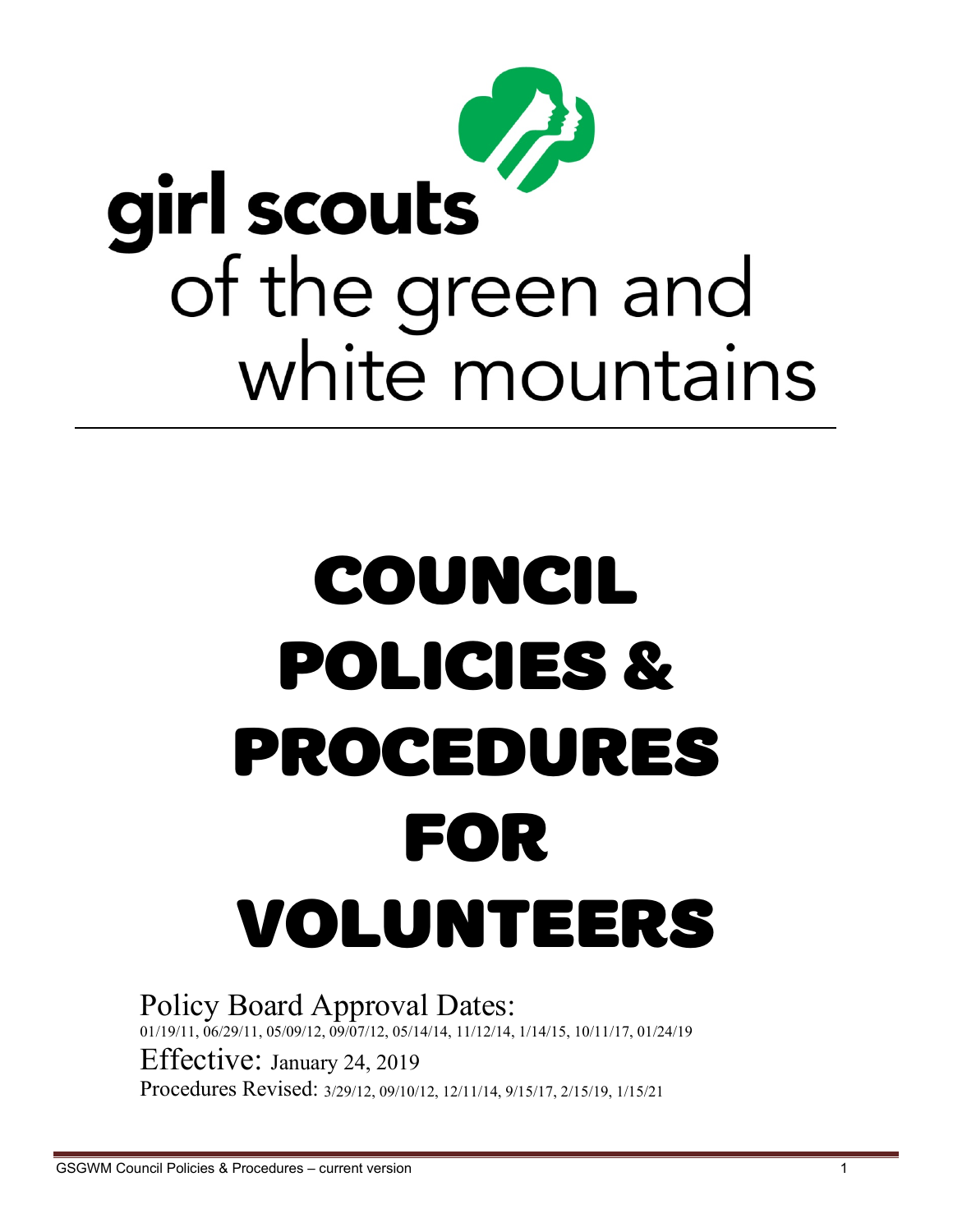girl scouts of the green and white mountains

# COUNCIL POLICIES & PROCEDURES FOR VOLUNTEERS

Policy Board Approval Dates:
01/19/11, 06/29/11, 05/09/12, 09/07/12, 05/14/14, 11/12/14, 1/14/15, 10/11/17, 01/24/19

Effective: January 24, 2019

Procedures Revised: 3/29/12, 09/10/12, 12/11/14, 9/15/17, 2/15/19, 1/15/21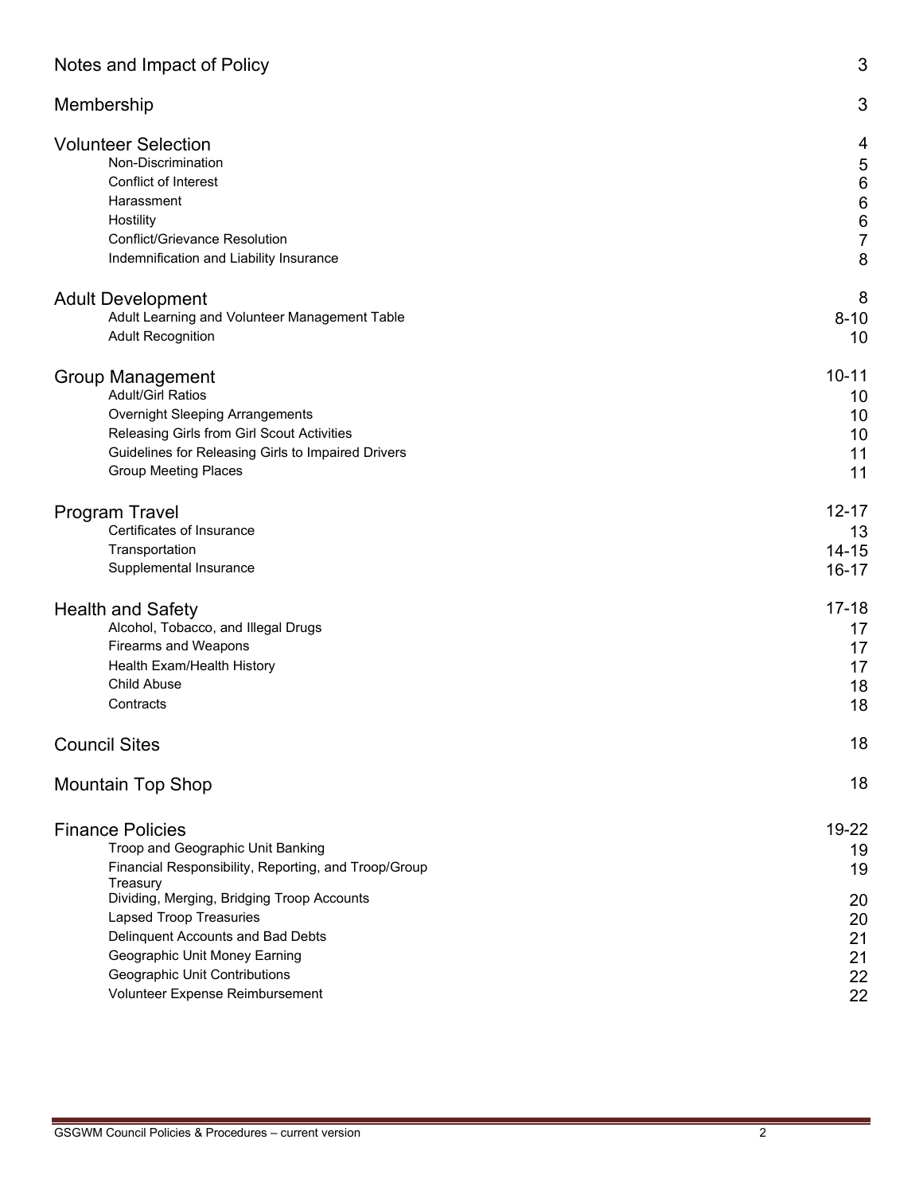| Section | Page |
| --- | --- |
| **Notes and Impact of Policy** | 3 |
| **Membership** | 3 |
| **Volunteer Selection** | 4 |
| Non-Discrimination | 5 |
| Conflict of Interest | 6 |
| Harassment | 6 |
| Hostility | 6 |
| Conflict/Grievance Resolution | 7 |
| Indemnification and Liability Insurance | 8 |
| **Adult Development** | 8 |
| Adult Learning and Volunteer Management Table | 8-10 |
| Adult Recognition | 10 |
| **Group Management** | 10-11 |
| Adult/Girl Ratios | 10 |
| Overnight Sleeping Arrangements | 10 |
| Releasing Girls from Girl Scout Activities | 10 |
| Guidelines for Releasing Girls to Impaired Drivers | 11 |
| Group Meeting Places | 11 |
| **Program Travel** | 12-17 |
| Certificates of Insurance | 13 |
| Transportation | 14-15 |
| Supplemental Insurance | 16-17 |
| **Health and Safety** | 17-18 |
| Alcohol, Tobacco, and Illegal Drugs | 17 |
| Firearms and Weapons | 17 |
| Health Exam/Health History | 17 |
| Child Abuse | 18 |
| Contracts | 18 |
| **Council Sites** | 18 |
| **Mountain Top Shop** | 18 |
| **Finance Policies** | 19-22 |
| Troop and Geographic Unit Banking | 19 |
| Financial Responsibility, Reporting, and Troop/Group Treasury | 19 |
| Dividing, Merging, Bridging Troop Accounts | 20 |
| Lapsed Troop Treasuries | 20 |
| Delinquent Accounts and Bad Debts | 21 |
| Geographic Unit Money Earning | 21 |
| Geographic Unit Contributions | 22 |
| Volunteer Expense Reimbursement | 22 |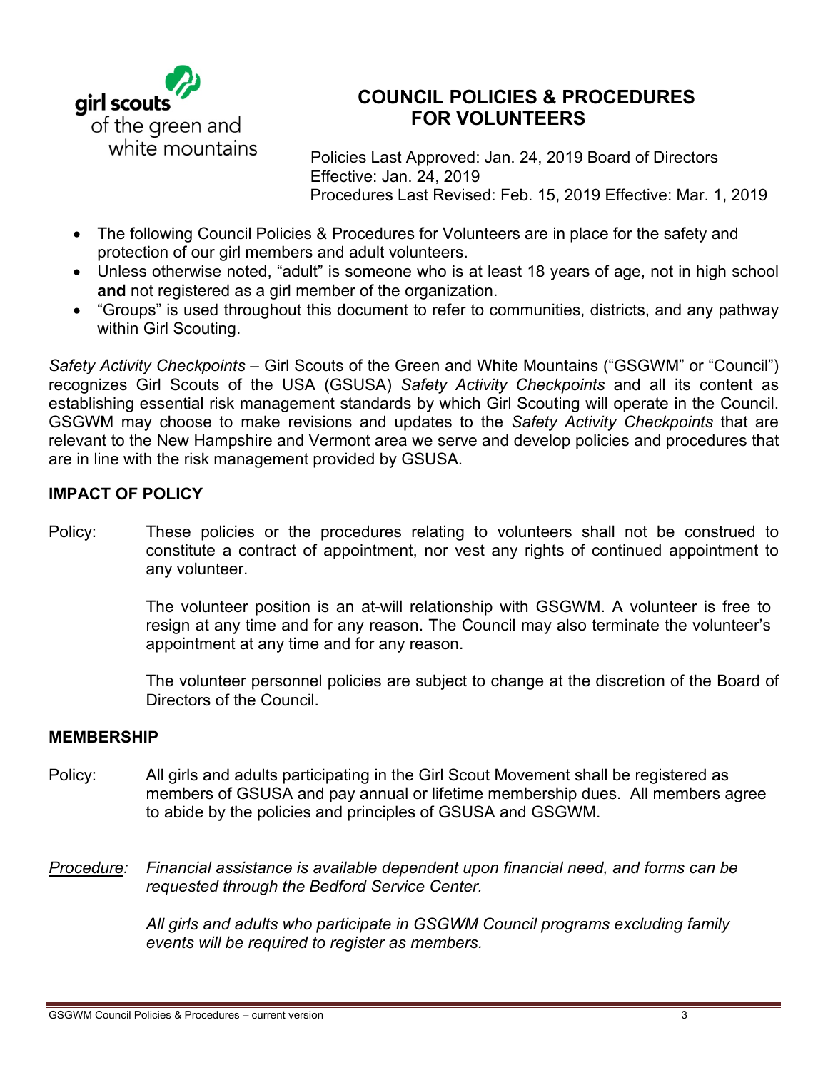girl scouts of the green and white mountains

# COUNCIL POLICIES & PROCEDURES FOR VOLUNTEERS

Policies Last Approved: Jan. 24, 2019 Board of Directors
Effective: Jan. 24, 2019
Procedures Last Revised: Feb. 15, 2019 Effective: Mar. 1, 2019

- The following Council Policies & Procedures for Volunteers are in place for the safety and protection of our girl members and adult volunteers.
- Unless otherwise noted, "adult" is someone who is at least 18 years of age, not in high school **and** not registered as a girl member of the organization.
- "Groups" is used throughout this document to refer to communities, districts, and any pathway within Girl Scouting.

*Safety Activity Checkpoints* – Girl Scouts of the Green and White Mountains ("GSGWM" or "Council") recognizes Girl Scouts of the USA (GSUSA) *Safety Activity Checkpoints* and all its content as establishing essential risk management standards by which Girl Scouting will operate in the Council. GSGWM may choose to make revisions and updates to the *Safety Activity Checkpoints* that are relevant to the New Hampshire and Vermont area we serve and develop policies and procedures that are in line with the risk management provided by GSUSA.

## IMPACT OF POLICY

Policy: These policies or the procedures relating to volunteers shall not be construed to constitute a contract of appointment, nor vest any rights of continued appointment to any volunteer.

The volunteer position is an at-will relationship with GSGWM. A volunteer is free to resign at any time and for any reason. The Council may also terminate the volunteer's appointment at any time and for any reason.

The volunteer personnel policies are subject to change at the discretion of the Board of Directors of the Council.

## MEMBERSHIP

Policy: All girls and adults participating in the Girl Scout Movement shall be registered as members of GSUSA and pay annual or lifetime membership dues. All members agree to abide by the policies and principles of GSUSA and GSGWM.

*Procedure: Financial assistance is available dependent upon financial need, and forms can be requested through the Bedford Service Center.*

*All girls and adults who participate in GSGWM Council programs excluding family events will be required to register as members.*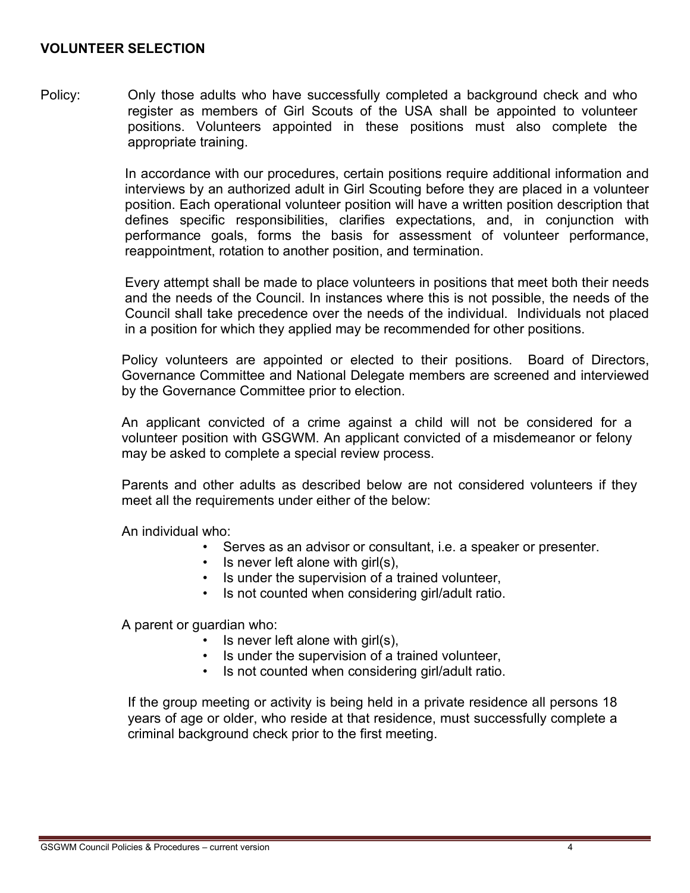## VOLUNTEER SELECTION

Policy: Only those adults who have successfully completed a background check and who register as members of Girl Scouts of the USA shall be appointed to volunteer positions. Volunteers appointed in these positions must also complete the appropriate training.

In accordance with our procedures, certain positions require additional information and interviews by an authorized adult in Girl Scouting before they are placed in a volunteer position. Each operational volunteer position will have a written position description that defines specific responsibilities, clarifies expectations, and, in conjunction with performance goals, forms the basis for assessment of volunteer performance, reappointment, rotation to another position, and termination.

Every attempt shall be made to place volunteers in positions that meet both their needs and the needs of the Council. In instances where this is not possible, the needs of the Council shall take precedence over the needs of the individual. Individuals not placed in a position for which they applied may be recommended for other positions.

Policy volunteers are appointed or elected to their positions. Board of Directors, Governance Committee and National Delegate members are screened and interviewed by the Governance Committee prior to election.

An applicant convicted of a crime against a child will not be considered for a volunteer position with GSGWM. An applicant convicted of a misdemeanor or felony may be asked to complete a special review process.

Parents and other adults as described below are not considered volunteers if they meet all the requirements under either of the below:

An individual who:

- Serves as an advisor or consultant, i.e. a speaker or presenter.
- Is never left alone with girl(s),
- Is under the supervision of a trained volunteer,
- Is not counted when considering girl/adult ratio.

A parent or guardian who:

- Is never left alone with girl(s),
- Is under the supervision of a trained volunteer,
- Is not counted when considering girl/adult ratio.

If the group meeting or activity is being held in a private residence all persons 18 years of age or older, who reside at that residence, must successfully complete a criminal background check prior to the first meeting.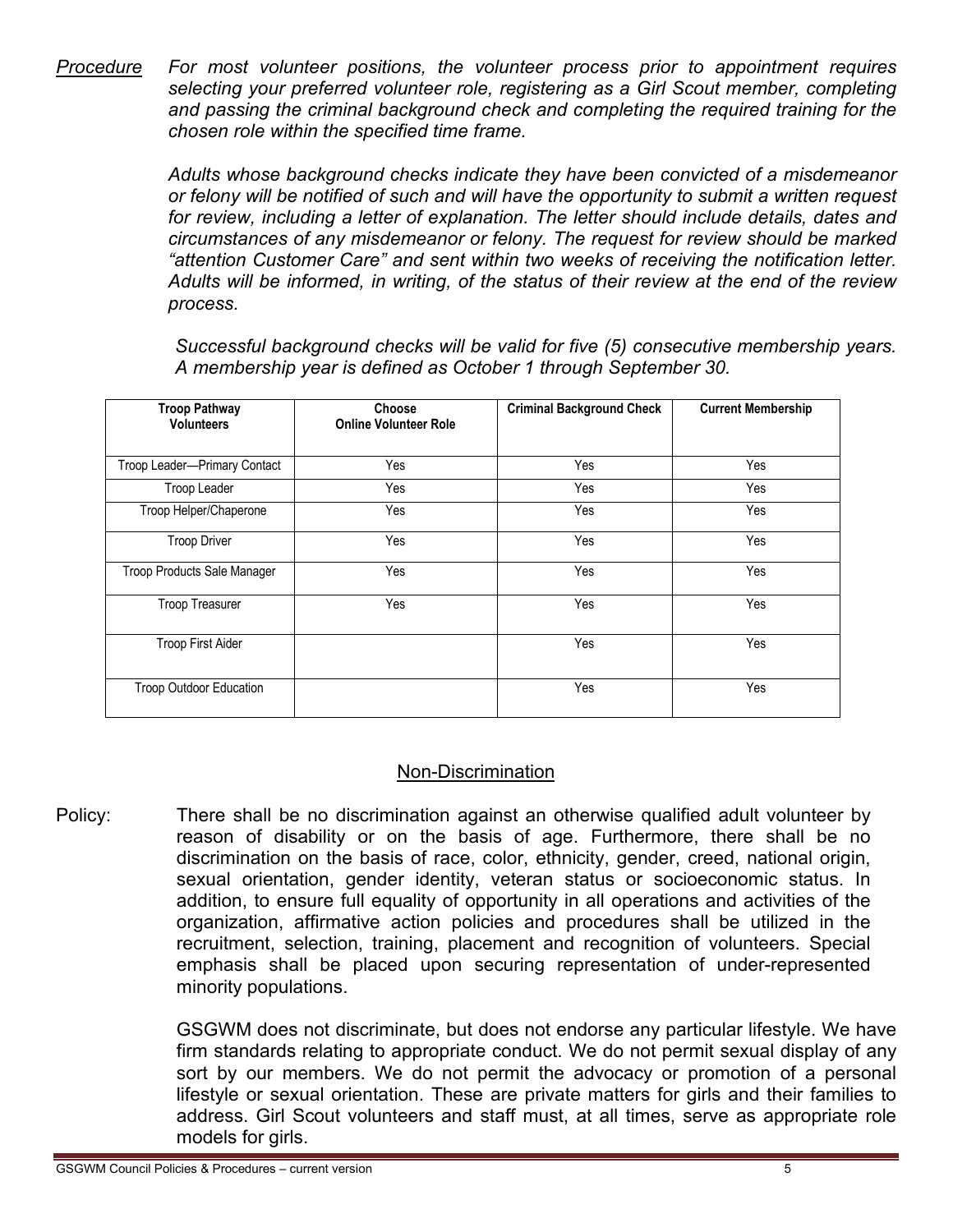*Procedure* *For most volunteer positions, the volunteer process prior to appointment requires selecting your preferred volunteer role, registering as a Girl Scout member, completing and passing the criminal background check and completing the required training for the chosen role within the specified time frame.*

*Adults whose background checks indicate they have been convicted of a misdemeanor or felony will be notified of such and will have the opportunity to submit a written request for review, including a letter of explanation. The letter should include details, dates and circumstances of any misdemeanor or felony. The request for review should be marked "attention Customer Care" and sent within two weeks of receiving the notification letter. Adults will be informed, in writing, of the status of their review at the end of the review process.*

*Successful background checks will be valid for five (5) consecutive membership years. A membership year is defined as October 1 through September 30.*

| Troop Pathway Volunteers | Choose Online Volunteer Role | Criminal Background Check | Current Membership |
|---|---|---|---|
| Troop Leader—Primary Contact | Yes | Yes | Yes |
| Troop Leader | Yes | Yes | Yes |
| Troop Helper/Chaperone | Yes | Yes | Yes |
| Troop Driver | Yes | Yes | Yes |
| Troop Products Sale Manager | Yes | Yes | Yes |
| Troop Treasurer | Yes | Yes | Yes |
| Troop First Aider | | Yes | Yes |
| Troop Outdoor Education | | Yes | Yes |

## Non-Discrimination

Policy: There shall be no discrimination against an otherwise qualified adult volunteer by reason of disability or on the basis of age. Furthermore, there shall be no discrimination on the basis of race, color, ethnicity, gender, creed, national origin, sexual orientation, gender identity, veteran status or socioeconomic status. In addition, to ensure full equality of opportunity in all operations and activities of the organization, affirmative action policies and procedures shall be utilized in the recruitment, selection, training, placement and recognition of volunteers. Special emphasis shall be placed upon securing representation of under-represented minority populations.

GSGWM does not discriminate, but does not endorse any particular lifestyle. We have firm standards relating to appropriate conduct. We do not permit sexual display of any sort by our members. We do not permit the advocacy or promotion of a personal lifestyle or sexual orientation. These are private matters for girls and their families to address. Girl Scout volunteers and staff must, at all times, serve as appropriate role models for girls.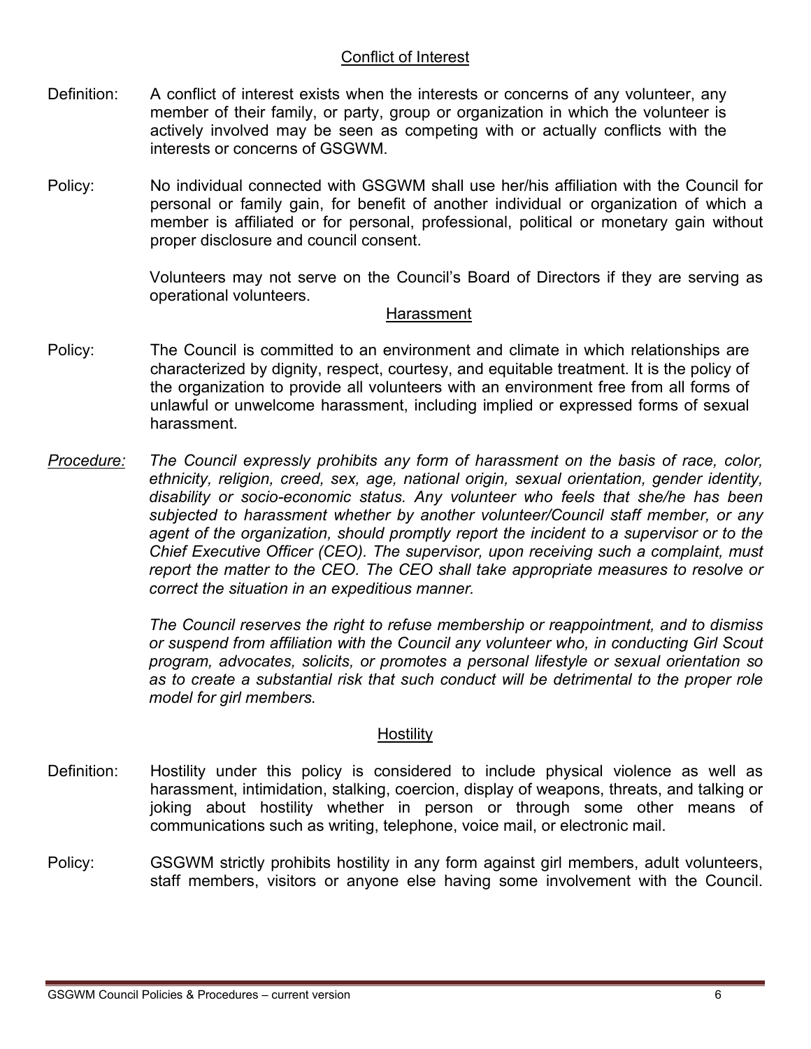## Conflict of Interest

Definition: A conflict of interest exists when the interests or concerns of any volunteer, any member of their family, or party, group or organization in which the volunteer is actively involved may be seen as competing with or actually conflicts with the interests or concerns of GSGWM.

Policy: No individual connected with GSGWM shall use her/his affiliation with the Council for personal or family gain, for benefit of another individual or organization of which a member is affiliated or for personal, professional, political or monetary gain without proper disclosure and council consent.

Volunteers may not serve on the Council's Board of Directors if they are serving as operational volunteers.

## Harassment

Policy: The Council is committed to an environment and climate in which relationships are characterized by dignity, respect, courtesy, and equitable treatment. It is the policy of the organization to provide all volunteers with an environment free from all forms of unlawful or unwelcome harassment, including implied or expressed forms of sexual harassment.

*Procedure: The Council expressly prohibits any form of harassment on the basis of race, color, ethnicity, religion, creed, sex, age, national origin, sexual orientation, gender identity, disability or socio-economic status. Any volunteer who feels that she/he has been subjected to harassment whether by another volunteer/Council staff member, or any agent of the organization, should promptly report the incident to a supervisor or to the Chief Executive Officer (CEO). The supervisor, upon receiving such a complaint, must report the matter to the CEO. The CEO shall take appropriate measures to resolve or correct the situation in an expeditious manner.*

*The Council reserves the right to refuse membership or reappointment, and to dismiss or suspend from affiliation with the Council any volunteer who, in conducting Girl Scout program, advocates, solicits, or promotes a personal lifestyle or sexual orientation so as to create a substantial risk that such conduct will be detrimental to the proper role model for girl members.*

## Hostility

Definition: Hostility under this policy is considered to include physical violence as well as harassment, intimidation, stalking, coercion, display of weapons, threats, and talking or joking about hostility whether in person or through some other means of communications such as writing, telephone, voice mail, or electronic mail.

Policy: GSGWM strictly prohibits hostility in any form against girl members, adult volunteers, staff members, visitors or anyone else having some involvement with the Council.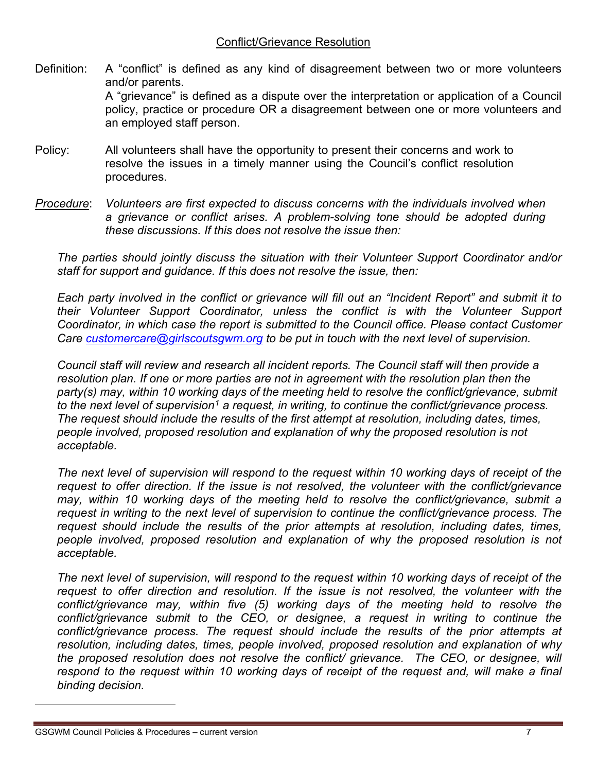## Conflict/Grievance Resolution

Definition: A "conflict" is defined as any kind of disagreement between two or more volunteers and/or parents.
A "grievance" is defined as a dispute over the interpretation or application of a Council policy, practice or procedure OR a disagreement between one or more volunteers and an employed staff person.

Policy: All volunteers shall have the opportunity to present their concerns and work to resolve the issues in a timely manner using the Council's conflict resolution procedures.

*Procedure*: *Volunteers are first expected to discuss concerns with the individuals involved when a grievance or conflict arises. A problem-solving tone should be adopted during these discussions. If this does not resolve the issue then:*

*The parties should jointly discuss the situation with their Volunteer Support Coordinator and/or staff for support and guidance. If this does not resolve the issue, then:*

*Each party involved in the conflict or grievance will fill out an "Incident Report" and submit it to their Volunteer Support Coordinator, unless the conflict is with the Volunteer Support Coordinator, in which case the report is submitted to the Council office. Please contact Customer Care [customercare@girlscoutsgwm.org](mailto:customercare@girlscoutsgwm.org) to be put in touch with the next level of supervision.*

*Council staff will review and research all incident reports. The Council staff will then provide a resolution plan. If one or more parties are not in agreement with the resolution plan then the party(s) may, within 10 working days of the meeting held to resolve the conflict/grievance, submit to the next level of supervision[1] a request, in writing, to continue the conflict/grievance process. The request should include the results of the first attempt at resolution, including dates, times, people involved, proposed resolution and explanation of why the proposed resolution is not acceptable.*

*The next level of supervision will respond to the request within 10 working days of receipt of the request to offer direction. If the issue is not resolved, the volunteer with the conflict/grievance may, within 10 working days of the meeting held to resolve the conflict/grievance, submit a request in writing to the next level of supervision to continue the conflict/grievance process. The request should include the results of the prior attempts at resolution, including dates, times, people involved, proposed resolution and explanation of why the proposed resolution is not acceptable.*

*The next level of supervision, will respond to the request within 10 working days of receipt of the request to offer direction and resolution. If the issue is not resolved, the volunteer with the conflict/grievance may, within five (5) working days of the meeting held to resolve the conflict/grievance submit to the CEO, or designee, a request in writing to continue the conflict/grievance process. The request should include the results of the prior attempts at resolution, including dates, times, people involved, proposed resolution and explanation of why the proposed resolution does not resolve the conflict/ grievance. The CEO, or designee, will respond to the request within 10 working days of receipt of the request and, will make a final binding decision.*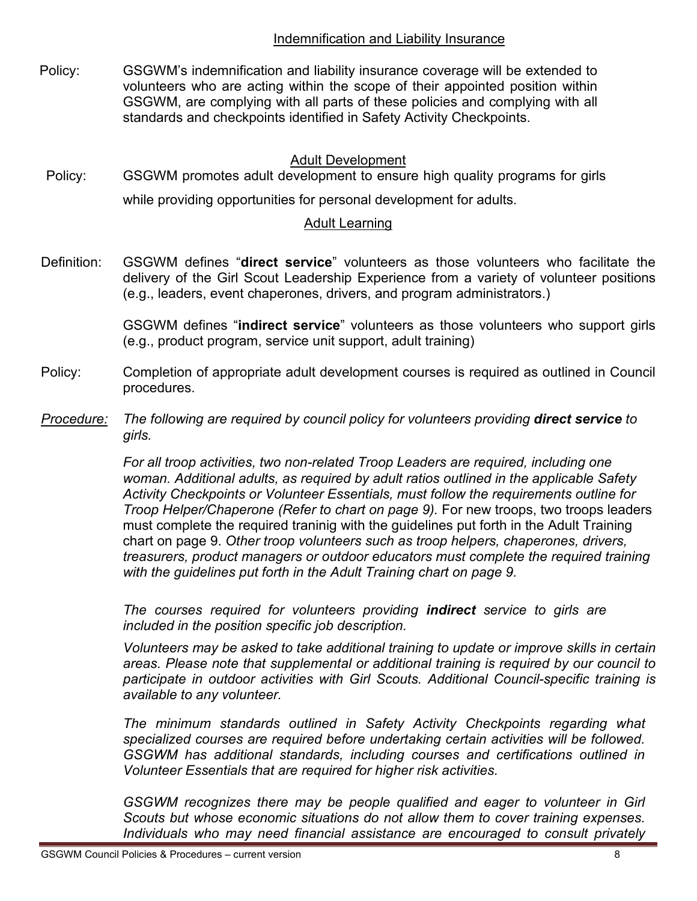## Indemnification and Liability Insurance

Policy: GSGWM's indemnification and liability insurance coverage will be extended to volunteers who are acting within the scope of their appointed position within GSGWM, are complying with all parts of these policies and complying with all standards and checkpoints identified in Safety Activity Checkpoints.

## Adult Development

Policy: GSGWM promotes adult development to ensure high quality programs for girls while providing opportunities for personal development for adults.

## Adult Learning

Definition: GSGWM defines "**direct service**" volunteers as those volunteers who facilitate the delivery of the Girl Scout Leadership Experience from a variety of volunteer positions (e.g., leaders, event chaperones, drivers, and program administrators.)

GSGWM defines "**indirect service**" volunteers as those volunteers who support girls (e.g., product program, service unit support, adult training)

Policy: Completion of appropriate adult development courses is required as outlined in Council procedures.

*Procedure: The following are required by council policy for volunteers providing **direct service** to girls.*

*For all troop activities, two non-related Troop Leaders are required, including one woman. Additional adults, as required by adult ratios outlined in the applicable Safety Activity Checkpoints or Volunteer Essentials, must follow the requirements outline for Troop Helper/Chaperone (Refer to chart on page 9).* For new troops, two troops leaders must complete the required traninig with the guidelines put forth in the Adult Training chart on page 9. *Other troop volunteers such as troop helpers, chaperones, drivers, treasurers, product managers or outdoor educators must complete the required training with the guidelines put forth in the Adult Training chart on page 9.*

*The courses required for volunteers providing **indirect** service to girls are included in the position specific job description.*

*Volunteers may be asked to take additional training to update or improve skills in certain areas. Please note that supplemental or additional training is required by our council to participate in outdoor activities with Girl Scouts. Additional Council-specific training is available to any volunteer.*

*The minimum standards outlined in Safety Activity Checkpoints regarding what specialized courses are required before undertaking certain activities will be followed. GSGWM has additional standards, including courses and certifications outlined in Volunteer Essentials that are required for higher risk activities.*

*GSGWM recognizes there may be people qualified and eager to volunteer in Girl Scouts but whose economic situations do not allow them to cover training expenses. Individuals who may need financial assistance are encouraged to consult privately*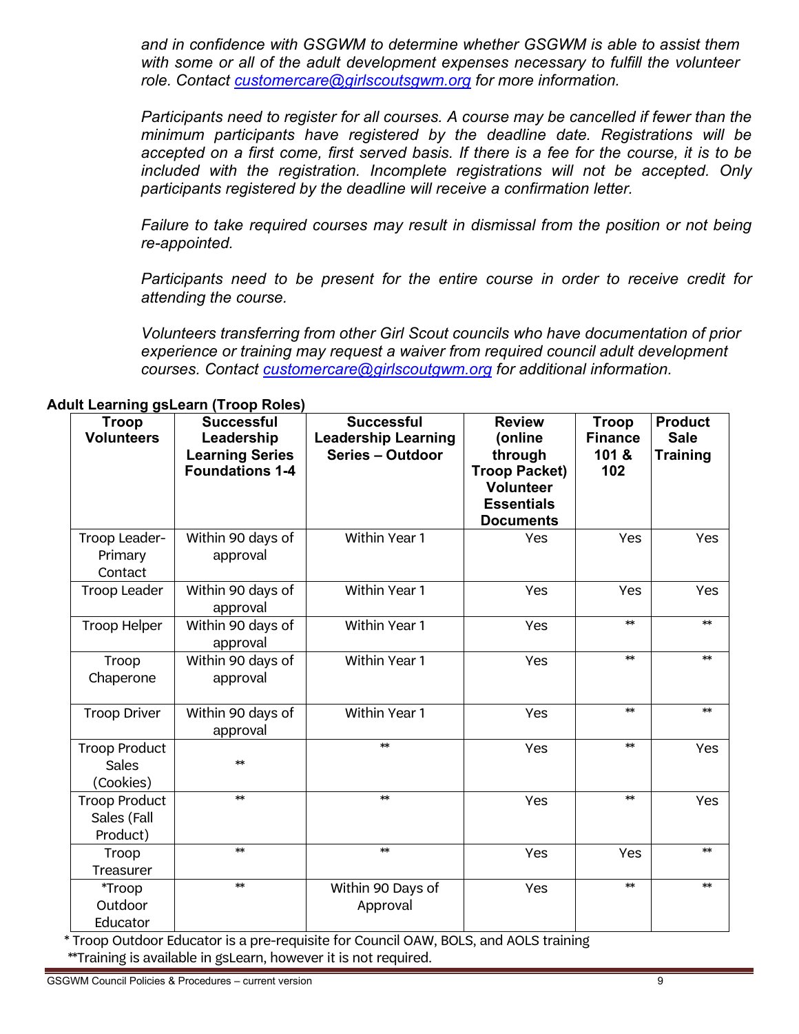*and in confidence with GSGWM to determine whether GSGWM is able to assist them with some or all of the adult development expenses necessary to fulfill the volunteer role. Contact [customercare@girlscoutsgwm.org](mailto:customercare@girlscoutsgwm.org) for more information.*

*Participants need to register for all courses. A course may be cancelled if fewer than the minimum participants have registered by the deadline date. Registrations will be accepted on a first come, first served basis. If there is a fee for the course, it is to be included with the registration. Incomplete registrations will not be accepted. Only participants registered by the deadline will receive a confirmation letter.*

*Failure to take required courses may result in dismissal from the position or not being re-appointed.*

*Participants need to be present for the entire course in order to receive credit for attending the course.*

*Volunteers transferring from other Girl Scout councils who have documentation of prior experience or training may request a waiver from required council adult development courses. Contact [customercare@girlscoutgwm.org](mailto:customercare@girlscoutgwm.org) for additional information.*

**Adult Learning gsLearn (Troop Roles)**

| Troop Volunteers | Successful Leadership Learning Series Foundations 1-4 | Successful Leadership Learning Series – Outdoor | Review (online through Troop Packet) Volunteer Essentials Documents | Troop Finance 101 & 102 | Product Sale Training |
|---|---|---|---|---|---|
| Troop Leader-Primary Contact | Within 90 days of approval | Within Year 1 | Yes | Yes | Yes |
| Troop Leader | Within 90 days of approval | Within Year 1 | Yes | Yes | Yes |
| Troop Helper | Within 90 days of approval | Within Year 1 | Yes | ** | ** |
| Troop Chaperone | Within 90 days of approval | Within Year 1 | Yes | ** | ** |
| Troop Driver | Within 90 days of approval | Within Year 1 | Yes | ** | ** |
| Troop Product Sales (Cookies) | ** | ** | Yes | ** | Yes |
| Troop Product Sales (Fall Product) | ** | ** | Yes | ** | Yes |
| Troop Treasurer | ** | ** | Yes | Yes | ** |
| *Troop Outdoor Educator | ** | Within 90 Days of Approval | Yes | ** | ** |

\* Troop Outdoor Educator is a pre-requisite for Council OAW, BOLS, and AOLS training

**Training is available in gsLearn, however it is not required.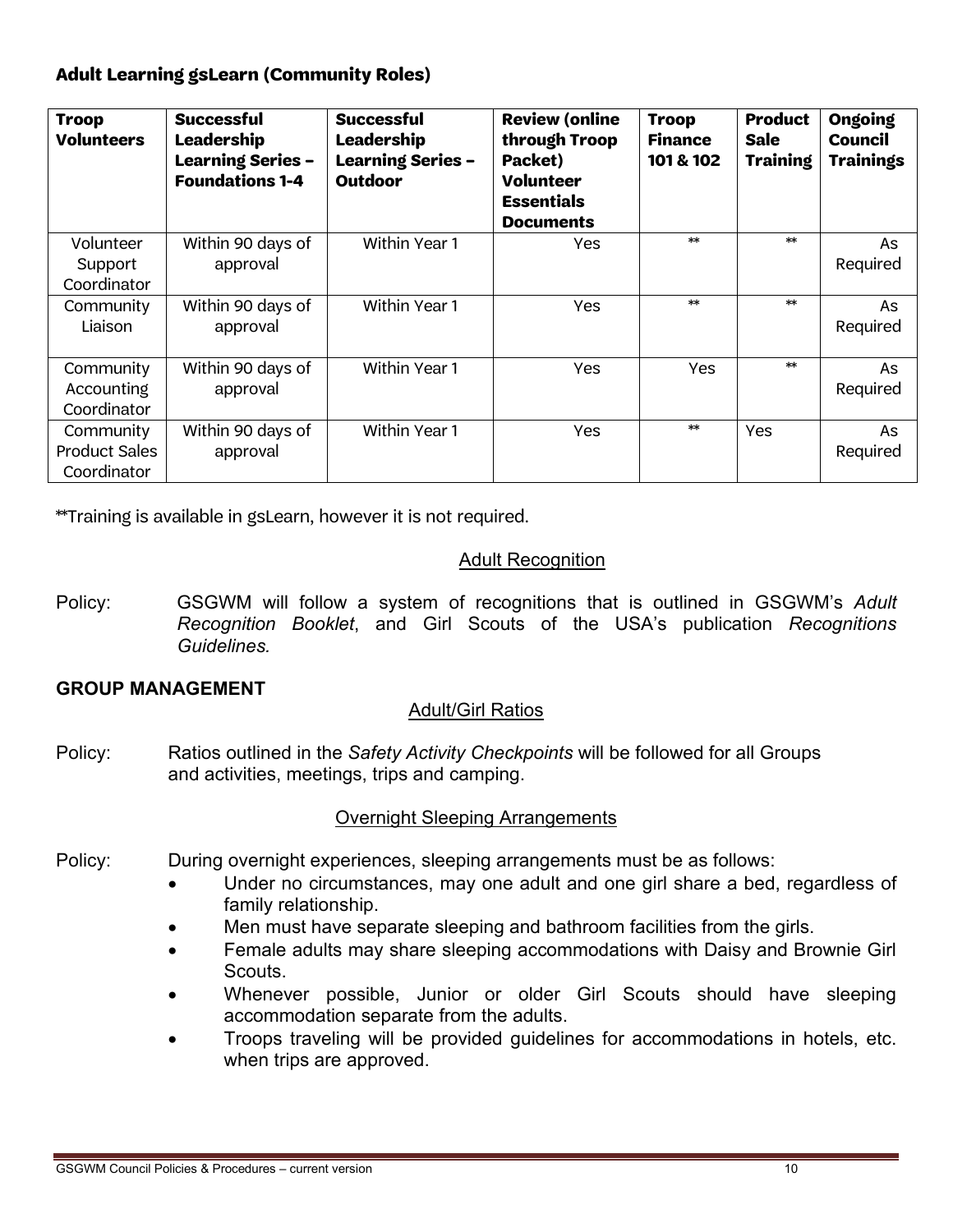### Adult Learning gsLearn (Community Roles)

| Troop Volunteers | Successful Leadership Learning Series – Foundations 1-4 | Successful Leadership Learning Series – Outdoor | Review (online through Troop Packet) Volunteer Essentials Documents | Troop Finance 101 & 102 | Product Sale Training | Ongoing Council Trainings |
|---|---|---|---|---|---|---|
| Volunteer Support Coordinator | Within 90 days of approval | Within Year 1 | Yes | ** | ** | As Required |
| Community Liaison | Within 90 days of approval | Within Year 1 | Yes | ** | ** | As Required |
| Community Accounting Coordinator | Within 90 days of approval | Within Year 1 | Yes | Yes | ** | As Required |
| Community Product Sales Coordinator | Within 90 days of approval | Within Year 1 | Yes | ** | Yes | As Required |

**Training is available in gsLearn, however it is not required.

#### Adult Recognition

Policy: GSGWM will follow a system of recognitions that is outlined in GSGWM's *Adult Recognition Booklet*, and Girl Scouts of the USA's publication *Recognitions Guidelines.*

## GROUP MANAGEMENT

#### Adult/Girl Ratios

Policy: Ratios outlined in the *Safety Activity Checkpoints* will be followed for all Groups and activities, meetings, trips and camping.

#### Overnight Sleeping Arrangements

Policy: During overnight experiences, sleeping arrangements must be as follows:

- Under no circumstances, may one adult and one girl share a bed, regardless of family relationship.
- Men must have separate sleeping and bathroom facilities from the girls.
- Female adults may share sleeping accommodations with Daisy and Brownie Girl Scouts.
- Whenever possible, Junior or older Girl Scouts should have sleeping accommodation separate from the adults.
- Troops traveling will be provided guidelines for accommodations in hotels, etc. when trips are approved.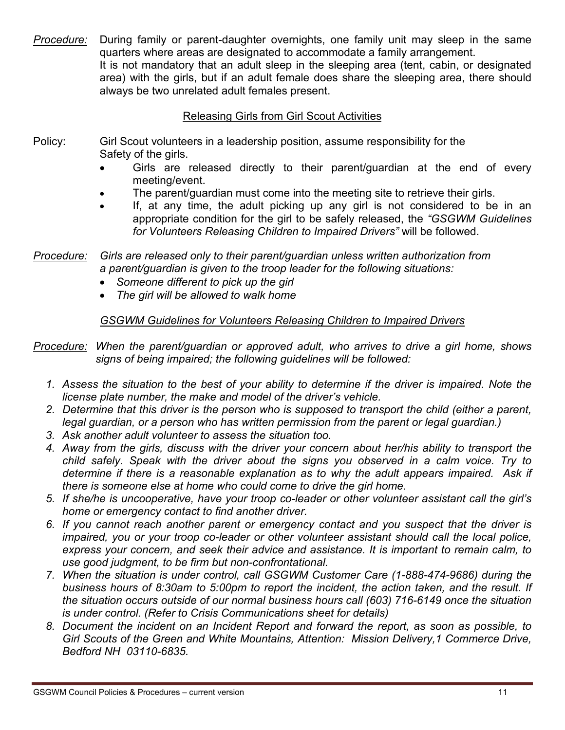*Procedure:* During family or parent-daughter overnights, one family unit may sleep in the same quarters where areas are designated to accommodate a family arrangement.
It is not mandatory that an adult sleep in the sleeping area (tent, cabin, or designated area) with the girls, but if an adult female does share the sleeping area, there should always be two unrelated adult females present.

## Releasing Girls from Girl Scout Activities

Policy: Girl Scout volunteers in a leadership position, assume responsibility for the Safety of the girls.

- Girls are released directly to their parent/guardian at the end of every meeting/event.
- The parent/guardian must come into the meeting site to retrieve their girls.
- If, at any time, the adult picking up any girl is not considered to be in an appropriate condition for the girl to be safely released, the *"GSGWM Guidelines for Volunteers Releasing Children to Impaired Drivers"* will be followed.

*Procedure: Girls are released only to their parent/guardian unless written authorization from a parent/guardian is given to the troop leader for the following situations:*

- *Someone different to pick up the girl*
- *The girl will be allowed to walk home*

## *GSGWM Guidelines for Volunteers Releasing Children to Impaired Drivers*

*Procedure: When the parent/guardian or approved adult, who arrives to drive a girl home, shows signs of being impaired; the following guidelines will be followed:*

1. *Assess the situation to the best of your ability to determine if the driver is impaired. Note the license plate number, the make and model of the driver's vehicle.*
2. *Determine that this driver is the person who is supposed to transport the child (either a parent, legal guardian, or a person who has written permission from the parent or legal guardian.)*
3. *Ask another adult volunteer to assess the situation too.*
4. *Away from the girls, discuss with the driver your concern about her/his ability to transport the child safely. Speak with the driver about the signs you observed in a calm voice. Try to determine if there is a reasonable explanation as to why the adult appears impaired. Ask if there is someone else at home who could come to drive the girl home.*
5. *If she/he is uncooperative, have your troop co-leader or other volunteer assistant call the girl's home or emergency contact to find another driver.*
6. *If you cannot reach another parent or emergency contact and you suspect that the driver is impaired, you or your troop co-leader or other volunteer assistant should call the local police, express your concern, and seek their advice and assistance. It is important to remain calm, to use good judgment, to be firm but non-confrontational.*
7. *When the situation is under control, call GSGWM Customer Care (1-888-474-9686) during the business hours of 8:30am to 5:00pm to report the incident, the action taken, and the result. If the situation occurs outside of our normal business hours call (603) 716-6149 once the situation is under control. (Refer to Crisis Communications sheet for details)*
8. *Document the incident on an Incident Report and forward the report, as soon as possible, to Girl Scouts of the Green and White Mountains, Attention: Mission Delivery,1 Commerce Drive, Bedford NH 03110-6835.*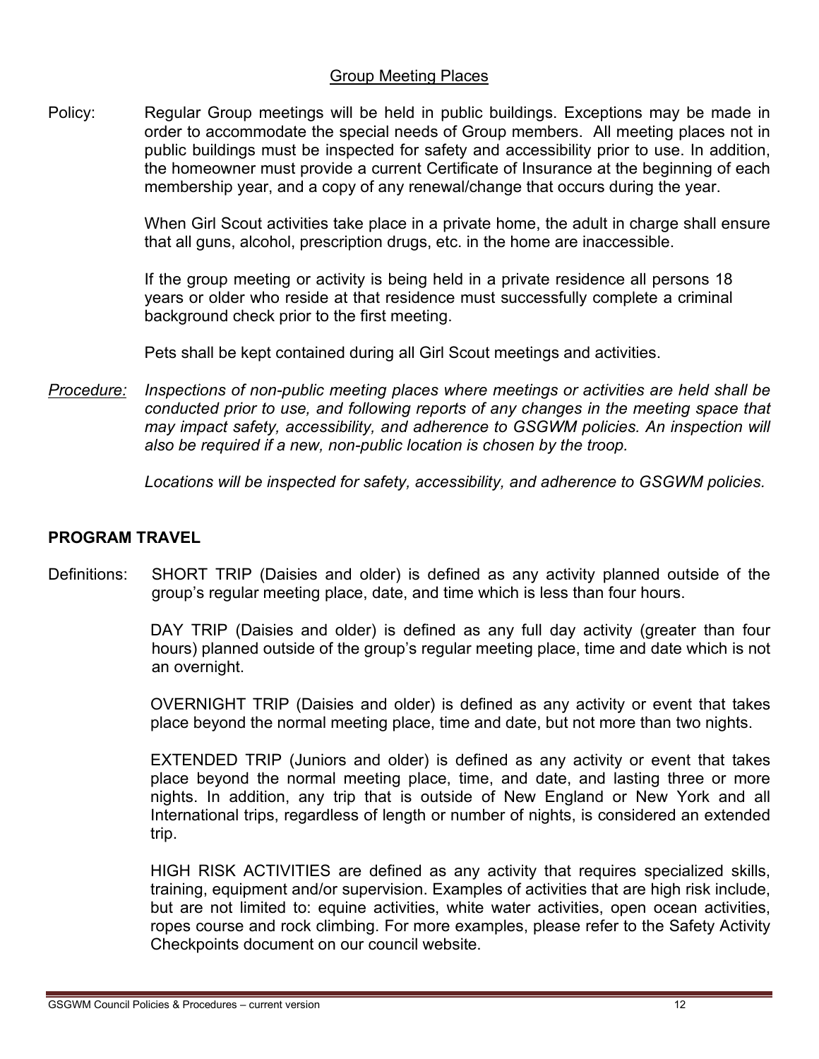## Group Meeting Places

Policy: Regular Group meetings will be held in public buildings. Exceptions may be made in order to accommodate the special needs of Group members. All meeting places not in public buildings must be inspected for safety and accessibility prior to use. In addition, the homeowner must provide a current Certificate of Insurance at the beginning of each membership year, and a copy of any renewal/change that occurs during the year.

When Girl Scout activities take place in a private home, the adult in charge shall ensure that all guns, alcohol, prescription drugs, etc. in the home are inaccessible.

If the group meeting or activity is being held in a private residence all persons 18 years or older who reside at that residence must successfully complete a criminal background check prior to the first meeting.

Pets shall be kept contained during all Girl Scout meetings and activities.

*Procedure: Inspections of non-public meeting places where meetings or activities are held shall be conducted prior to use, and following reports of any changes in the meeting space that may impact safety, accessibility, and adherence to GSGWM policies. An inspection will also be required if a new, non-public location is chosen by the troop.*

*Locations will be inspected for safety, accessibility, and adherence to GSGWM policies.*

## PROGRAM TRAVEL

Definitions: SHORT TRIP (Daisies and older) is defined as any activity planned outside of the group's regular meeting place, date, and time which is less than four hours.

DAY TRIP (Daisies and older) is defined as any full day activity (greater than four hours) planned outside of the group's regular meeting place, time and date which is not an overnight.

OVERNIGHT TRIP (Daisies and older) is defined as any activity or event that takes place beyond the normal meeting place, time and date, but not more than two nights.

EXTENDED TRIP (Juniors and older) is defined as any activity or event that takes place beyond the normal meeting place, time, and date, and lasting three or more nights. In addition, any trip that is outside of New England or New York and all International trips, regardless of length or number of nights, is considered an extended trip.

HIGH RISK ACTIVITIES are defined as any activity that requires specialized skills, training, equipment and/or supervision. Examples of activities that are high risk include, but are not limited to: equine activities, white water activities, open ocean activities, ropes course and rock climbing. For more examples, please refer to the Safety Activity Checkpoints document on our council website.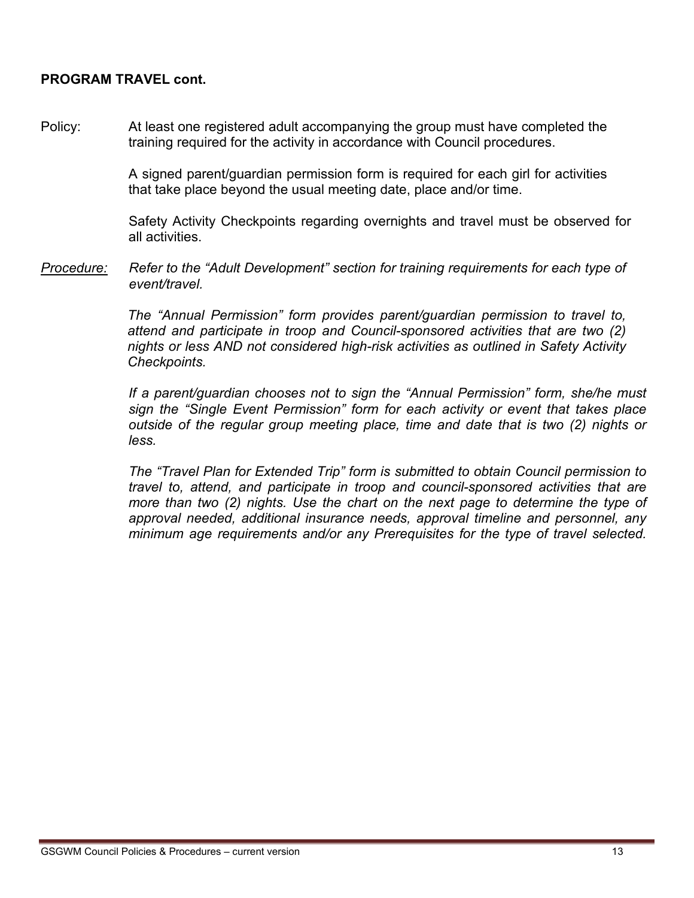**PROGRAM TRAVEL cont.**

Policy: At least one registered adult accompanying the group must have completed the training required for the activity in accordance with Council procedures.

A signed parent/guardian permission form is required for each girl for activities that take place beyond the usual meeting date, place and/or time.

Safety Activity Checkpoints regarding overnights and travel must be observed for all activities.

*Procedure:* *Refer to the "Adult Development" section for training requirements for each type of event/travel.*

*The "Annual Permission" form provides parent/guardian permission to travel to, attend and participate in troop and Council-sponsored activities that are two (2) nights or less AND not considered high-risk activities as outlined in Safety Activity Checkpoints.*

*If a parent/guardian chooses not to sign the "Annual Permission" form, she/he must sign the "Single Event Permission" form for each activity or event that takes place outside of the regular group meeting place, time and date that is two (2) nights or less.*

*The "Travel Plan for Extended Trip" form is submitted to obtain Council permission to travel to, attend, and participate in troop and council-sponsored activities that are more than two (2) nights. Use the chart on the next page to determine the type of approval needed, additional insurance needs, approval timeline and personnel, any minimum age requirements and/or any Prerequisites for the type of travel selected.*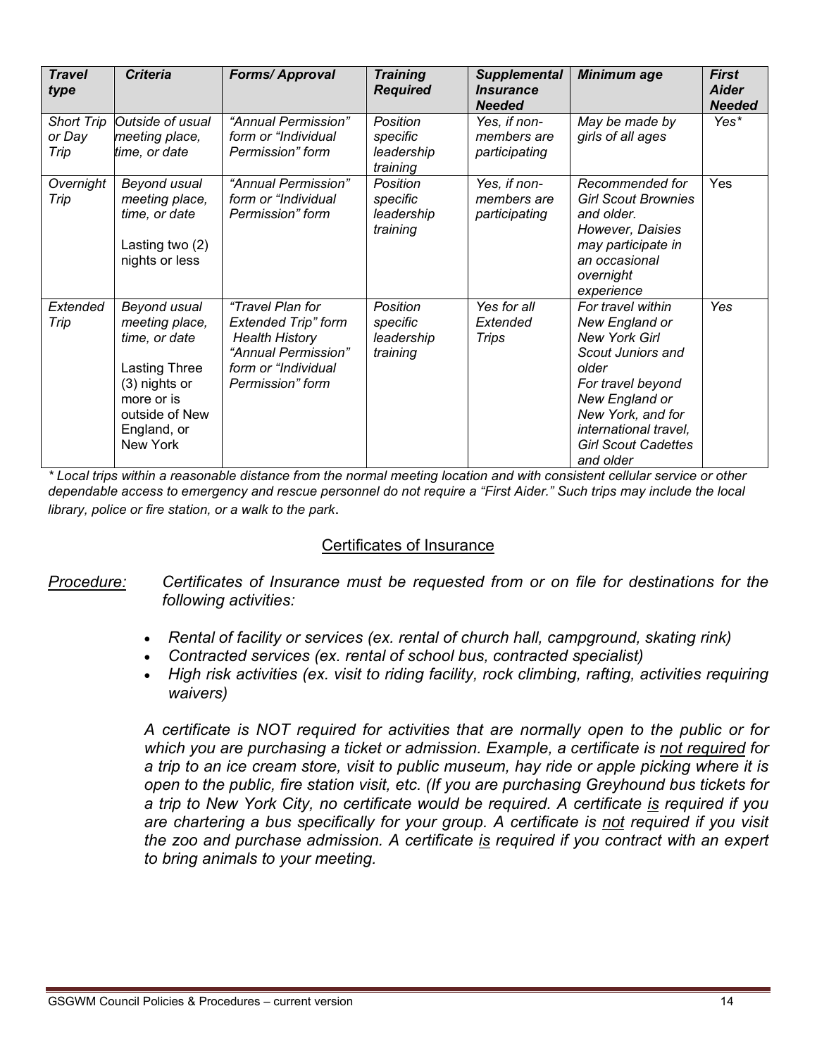| *Travel type* | *Criteria* | *Forms/ Approval* | *Training Required* | *Supplemental Insurance Needed* | *Minimum age* | *First Aider Needed* |
|---|---|---|---|---|---|---|
| *Short Trip or Day Trip* | *Outside of usual meeting place, time, or date* | *"Annual Permission" form or "Individual Permission" form* | *Position specific leadership training* | *Yes, if non-members are participating* | *May be made by girls of all ages* | *Yes\** |
| *Overnight Trip* | *Beyond usual meeting place, time, or date*<br><br>Lasting two (2) nights or less | *"Annual Permission" form or "Individual Permission" form* | *Position specific leadership training* | *Yes, if non-members are participating* | *Recommended for Girl Scout Brownies and older. However, Daisies may participate in an occasional overnight experience* | Yes |
| *Extended Trip* | *Beyond usual meeting place, time, or date*<br><br>Lasting Three (3) nights or more or is outside of New England, or New York | *"Travel Plan for Extended Trip" form Health History "Annual Permission" form or "Individual Permission" form* | *Position specific leadership training* | *Yes for all Extended Trips* | *For travel within New England or New York Girl Scout Juniors and older*<br>*For travel beyond New England or New York, and for international travel, Girl Scout Cadettes and older* | *Yes* |

*\* Local trips within a reasonable distance from the normal meeting location and with consistent cellular service or other dependable access to emergency and rescue personnel do not require a "First Aider." Such trips may include the local library, police or fire station, or a walk to the park*.

## Certificates of Insurance

*Procedure:* *Certificates of Insurance must be requested from or on file for destinations for the following activities:*

- *Rental of facility or services (ex. rental of church hall, campground, skating rink)*
- *Contracted services (ex. rental of school bus, contracted specialist)*
- *High risk activities (ex. visit to riding facility, rock climbing, rafting, activities requiring waivers)*

*A certificate is NOT required for activities that are normally open to the public or for which you are purchasing a ticket or admission. Example, a certificate is not required for a trip to an ice cream store, visit to public museum, hay ride or apple picking where it is open to the public, fire station visit, etc. (If you are purchasing Greyhound bus tickets for a trip to New York City, no certificate would be required. A certificate is required if you are chartering a bus specifically for your group. A certificate is not required if you visit the zoo and purchase admission. A certificate is required if you contract with an expert to bring animals to your meeting.*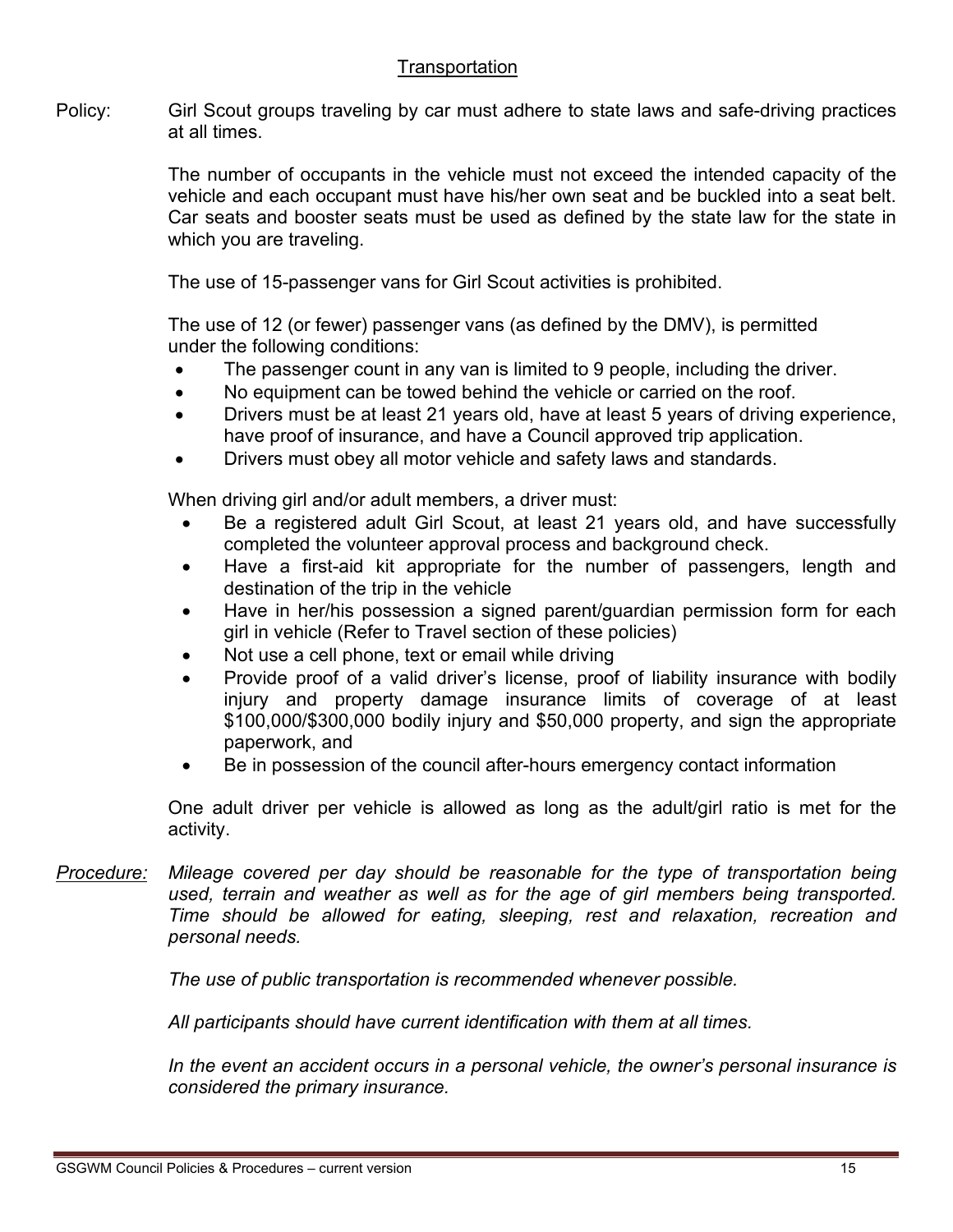## Transportation

Policy: Girl Scout groups traveling by car must adhere to state laws and safe-driving practices at all times.

The number of occupants in the vehicle must not exceed the intended capacity of the vehicle and each occupant must have his/her own seat and be buckled into a seat belt. Car seats and booster seats must be used as defined by the state law for the state in which you are traveling.

The use of 15-passenger vans for Girl Scout activities is prohibited.

The use of 12 (or fewer) passenger vans (as defined by the DMV), is permitted under the following conditions:

- The passenger count in any van is limited to 9 people, including the driver.
- No equipment can be towed behind the vehicle or carried on the roof.
- Drivers must be at least 21 years old, have at least 5 years of driving experience, have proof of insurance, and have a Council approved trip application.
- Drivers must obey all motor vehicle and safety laws and standards.

When driving girl and/or adult members, a driver must:

- Be a registered adult Girl Scout, at least 21 years old, and have successfully completed the volunteer approval process and background check.
- Have a first-aid kit appropriate for the number of passengers, length and destination of the trip in the vehicle
- Have in her/his possession a signed parent/guardian permission form for each girl in vehicle (Refer to Travel section of these policies)
- Not use a cell phone, text or email while driving
- Provide proof of a valid driver's license, proof of liability insurance with bodily injury and property damage insurance limits of coverage of at least $100,000/$300,000 bodily injury and $50,000 property, and sign the appropriate paperwork, and
- Be in possession of the council after-hours emergency contact information

One adult driver per vehicle is allowed as long as the adult/girl ratio is met for the activity.

*Procedure:* *Mileage covered per day should be reasonable for the type of transportation being used, terrain and weather as well as for the age of girl members being transported. Time should be allowed for eating, sleeping, rest and relaxation, recreation and personal needs.*

*The use of public transportation is recommended whenever possible.*

*All participants should have current identification with them at all times.*

*In the event an accident occurs in a personal vehicle, the owner's personal insurance is considered the primary insurance.*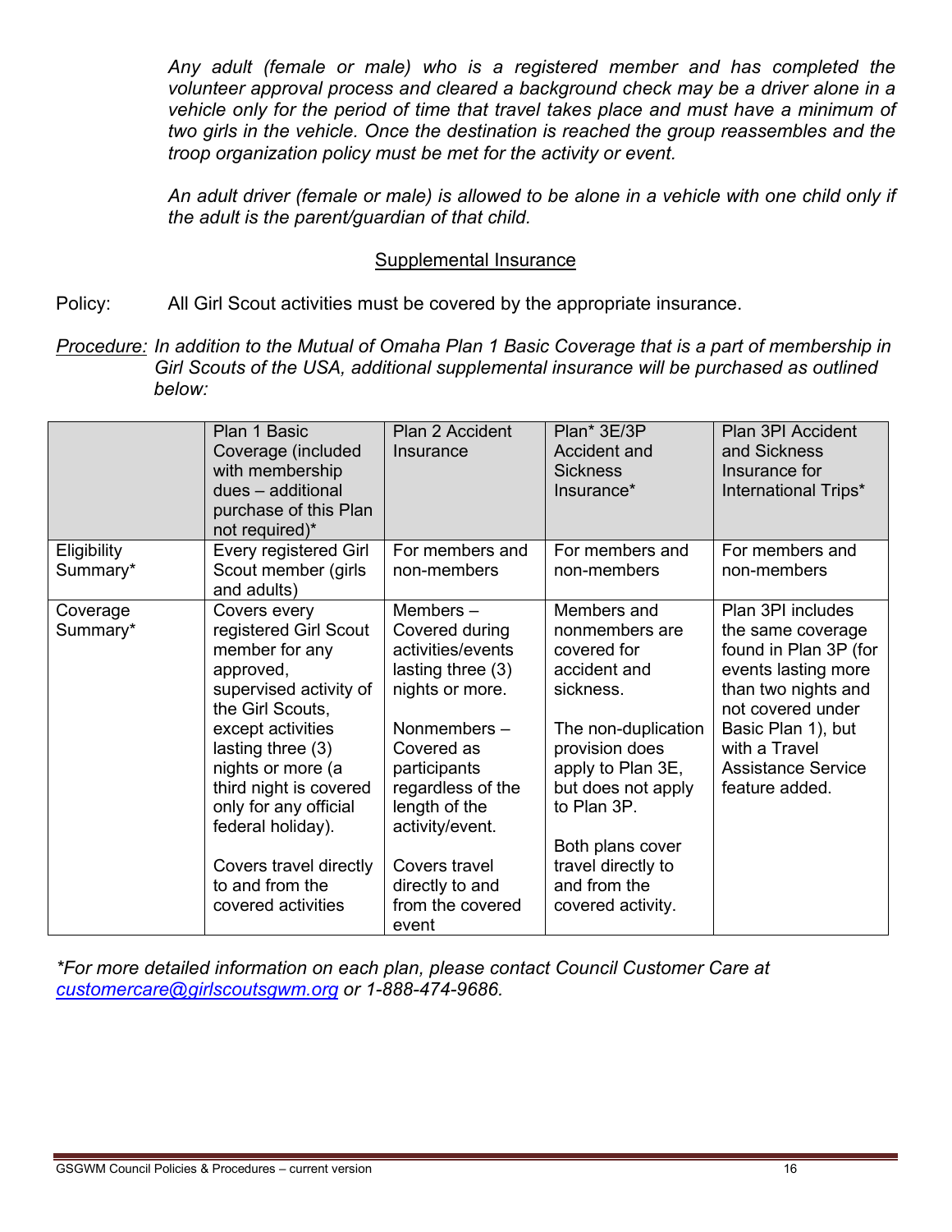*Any adult (female or male) who is a registered member and has completed the volunteer approval process and cleared a background check may be a driver alone in a vehicle only for the period of time that travel takes place and must have a minimum of two girls in the vehicle. Once the destination is reached the group reassembles and the troop organization policy must be met for the activity or event.*

*An adult driver (female or male) is allowed to be alone in a vehicle with one child only if the adult is the parent/guardian of that child.*

## Supplemental Insurance

Policy: All Girl Scout activities must be covered by the appropriate insurance.

*Procedure: In addition to the Mutual of Omaha Plan 1 Basic Coverage that is a part of membership in Girl Scouts of the USA, additional supplemental insurance will be purchased as outlined below:*

| | Plan 1 Basic Coverage (included with membership dues – additional purchase of this Plan not required)* | Plan 2 Accident Insurance | Plan* 3E/3P Accident and Sickness Insurance* | Plan 3PI Accident and Sickness Insurance for International Trips* |
|---|---|---|---|---|
| Eligibility Summary* | Every registered Girl Scout member (girls and adults) | For members and non-members | For members and non-members | For members and non-members |
| Coverage Summary* | Covers every registered Girl Scout member for any approved, supervised activity of the Girl Scouts, except activities lasting three (3) nights or more (a third night is covered only for any official federal holiday).<br><br>Covers travel directly to and from the covered activities | Members – Covered during activities/events lasting three (3) nights or more.<br><br>Nonmembers – Covered as participants regardless of the length of the activity/event.<br><br>Covers travel directly to and from the covered event | Members and nonmembers are covered for accident and sickness.<br><br>The non-duplication provision does apply to Plan 3E, but does not apply to Plan 3P.<br><br>Both plans cover travel directly to and from the covered activity. | Plan 3PI includes the same coverage found in Plan 3P (for events lasting more than two nights and not covered under Basic Plan 1), but with a Travel Assistance Service feature added. |

*\*For more detailed information on each plan, please contact Council Customer Care at customercare@girlscoutsgwm.org or 1-888-474-9686.*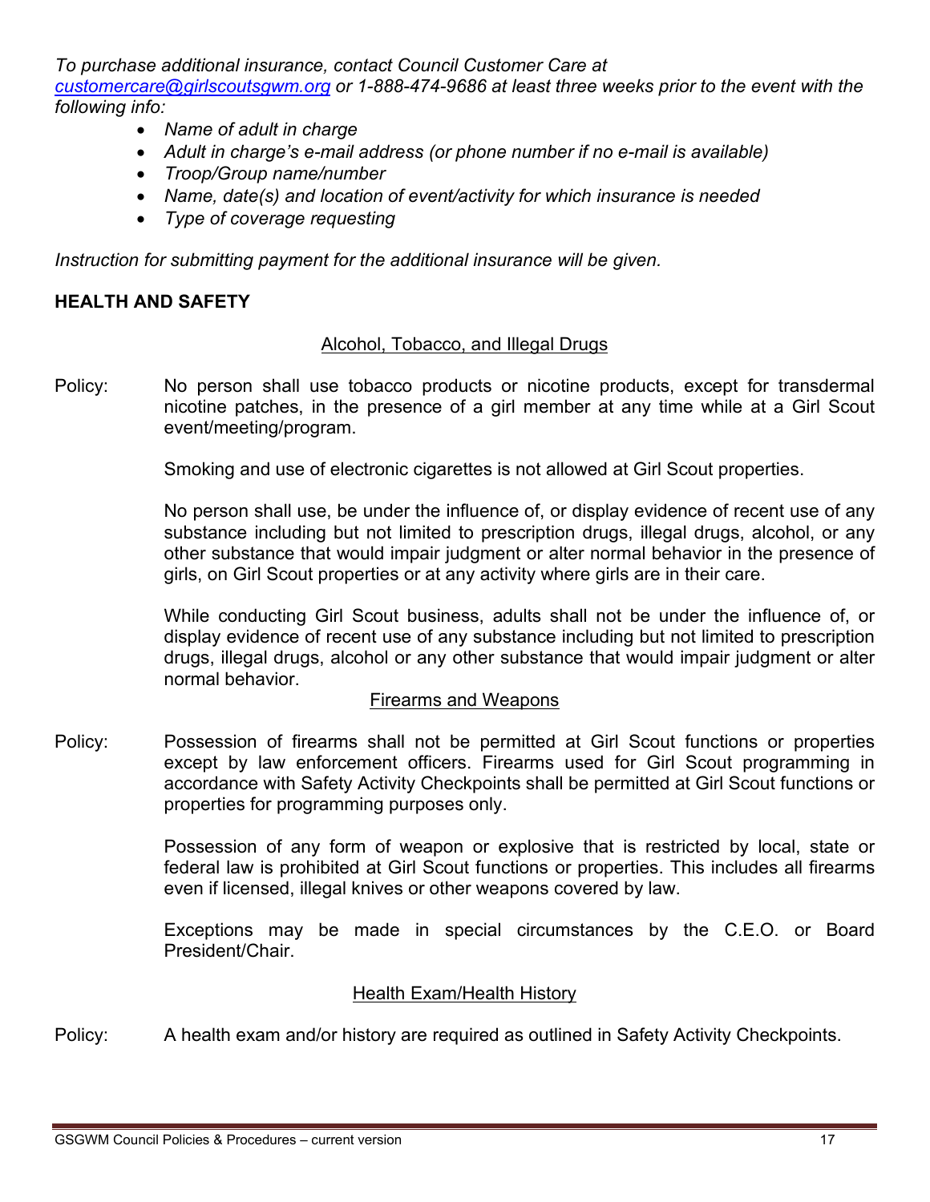*To purchase additional insurance, contact Council Customer Care at [customercare@girlscoutsgwm.org](mailto:customercare@girlscoutsgwm.org) or 1-888-474-9686 at least three weeks prior to the event with the following info:*

- *Name of adult in charge*
- *Adult in charge's e-mail address (or phone number if no e-mail is available)*
- *Troop/Group name/number*
- *Name, date(s) and location of event/activity for which insurance is needed*
- *Type of coverage requesting*

*Instruction for submitting payment for the additional insurance will be given.*

## HEALTH AND SAFETY

### Alcohol, Tobacco, and Illegal Drugs

Policy: No person shall use tobacco products or nicotine products, except for transdermal nicotine patches, in the presence of a girl member at any time while at a Girl Scout event/meeting/program.

Smoking and use of electronic cigarettes is not allowed at Girl Scout properties.

No person shall use, be under the influence of, or display evidence of recent use of any substance including but not limited to prescription drugs, illegal drugs, alcohol, or any other substance that would impair judgment or alter normal behavior in the presence of girls, on Girl Scout properties or at any activity where girls are in their care.

While conducting Girl Scout business, adults shall not be under the influence of, or display evidence of recent use of any substance including but not limited to prescription drugs, illegal drugs, alcohol or any other substance that would impair judgment or alter normal behavior.

### Firearms and Weapons

Policy: Possession of firearms shall not be permitted at Girl Scout functions or properties except by law enforcement officers. Firearms used for Girl Scout programming in accordance with Safety Activity Checkpoints shall be permitted at Girl Scout functions or properties for programming purposes only.

Possession of any form of weapon or explosive that is restricted by local, state or federal law is prohibited at Girl Scout functions or properties. This includes all firearms even if licensed, illegal knives or other weapons covered by law.

Exceptions may be made in special circumstances by the C.E.O. or Board President/Chair.

### Health Exam/Health History

Policy: A health exam and/or history are required as outlined in Safety Activity Checkpoints.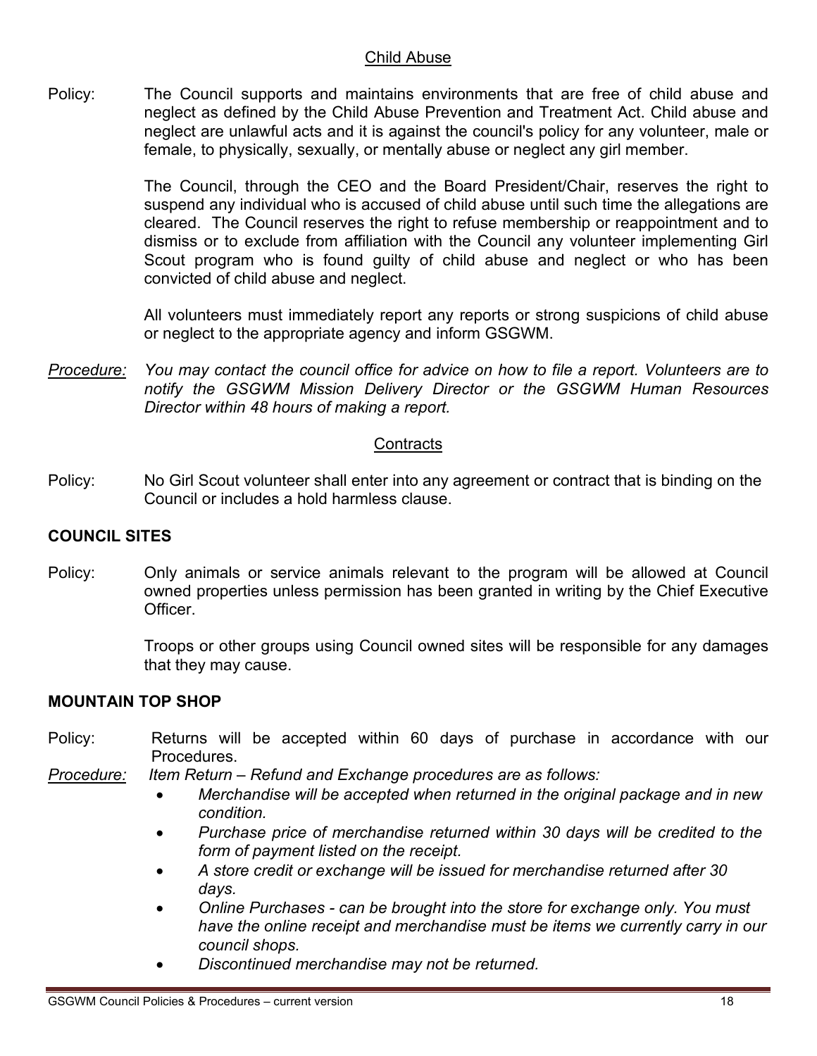## Child Abuse

Policy: The Council supports and maintains environments that are free of child abuse and neglect as defined by the Child Abuse Prevention and Treatment Act. Child abuse and neglect are unlawful acts and it is against the council's policy for any volunteer, male or female, to physically, sexually, or mentally abuse or neglect any girl member.

The Council, through the CEO and the Board President/Chair, reserves the right to suspend any individual who is accused of child abuse until such time the allegations are cleared. The Council reserves the right to refuse membership or reappointment and to dismiss or to exclude from affiliation with the Council any volunteer implementing Girl Scout program who is found guilty of child abuse and neglect or who has been convicted of child abuse and neglect.

All volunteers must immediately report any reports or strong suspicions of child abuse or neglect to the appropriate agency and inform GSGWM.

*Procedure: You may contact the council office for advice on how to file a report. Volunteers are to notify the GSGWM Mission Delivery Director or the GSGWM Human Resources Director within 48 hours of making a report.*

## Contracts

Policy: No Girl Scout volunteer shall enter into any agreement or contract that is binding on the Council or includes a hold harmless clause.

## COUNCIL SITES

Policy: Only animals or service animals relevant to the program will be allowed at Council owned properties unless permission has been granted in writing by the Chief Executive Officer.

Troops or other groups using Council owned sites will be responsible for any damages that they may cause.

## MOUNTAIN TOP SHOP

Policy: Returns will be accepted within 60 days of purchase in accordance with our Procedures.

*Procedure: Item Return – Refund and Exchange procedures are as follows:*

- *Merchandise will be accepted when returned in the original package and in new condition.*
- *Purchase price of merchandise returned within 30 days will be credited to the form of payment listed on the receipt.*
- *A store credit or exchange will be issued for merchandise returned after 30 days.*
- *Online Purchases - can be brought into the store for exchange only. You must have the online receipt and merchandise must be items we currently carry in our council shops.*
- *Discontinued merchandise may not be returned.*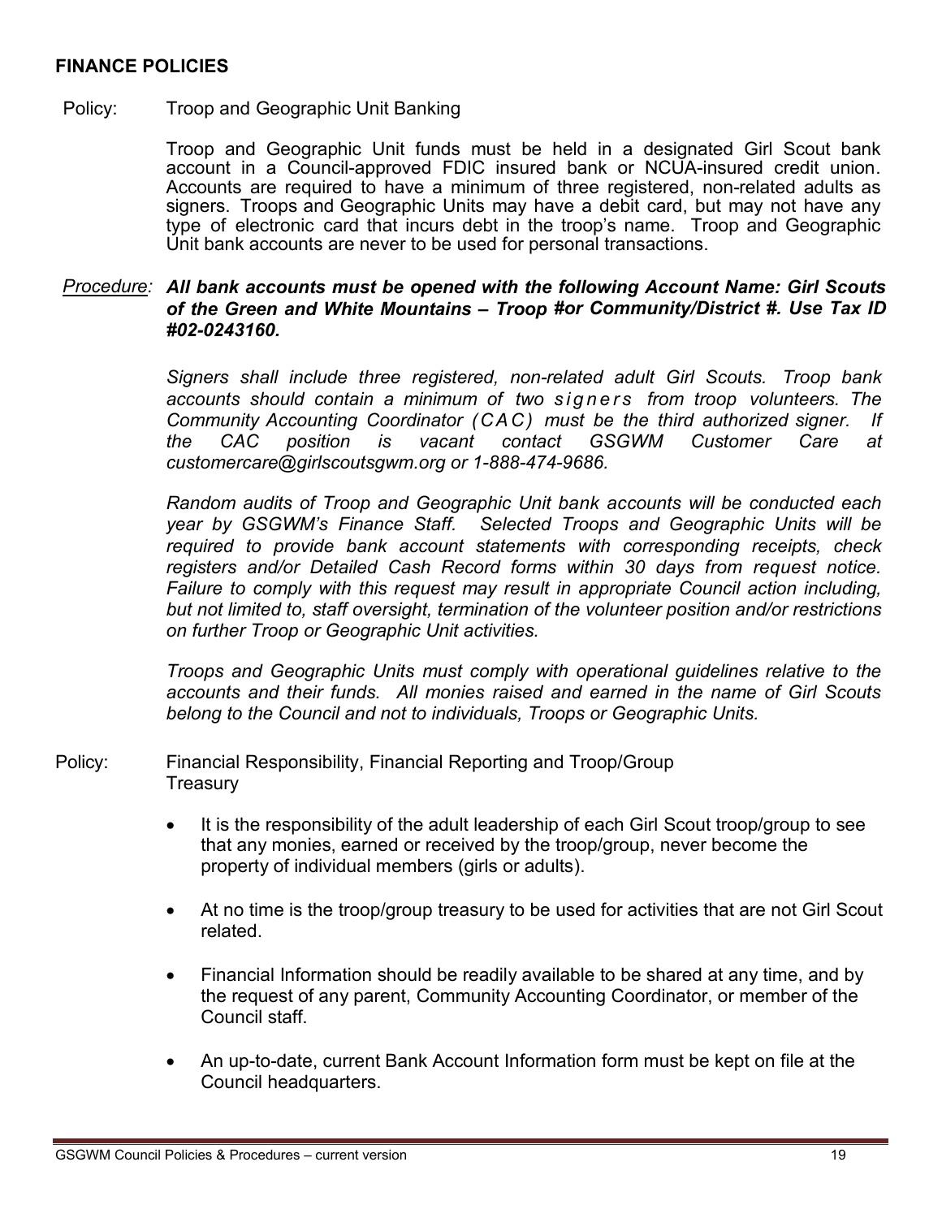**FINANCE POLICIES**

Policy: Troop and Geographic Unit Banking

Troop and Geographic Unit funds must be held in a designated Girl Scout bank account in a Council-approved FDIC insured bank or NCUA-insured credit union. Accounts are required to have a minimum of three registered, non-related adults as signers. Troops and Geographic Units may have a debit card, but may not have any type of electronic card that incurs debt in the troop's name. Troop and Geographic Unit bank accounts are never to be used for personal transactions.

*Procedure:* ***All bank accounts must be opened with the following Account Name: Girl Scouts of the Green and White Mountains – Troop #or Community/District #. Use Tax ID #02-0243160.***

*Signers shall include three registered, non-related adult Girl Scouts. Troop bank accounts should contain a minimum of two signers from troop volunteers. The Community Accounting Coordinator (CAC) must be the third authorized signer. If the CAC position is vacant contact GSGWM Customer Care at customercare@girlscoutsgwm.org or 1-888-474-9686.*

*Random audits of Troop and Geographic Unit bank accounts will be conducted each year by GSGWM's Finance Staff. Selected Troops and Geographic Units will be required to provide bank account statements with corresponding receipts, check registers and/or Detailed Cash Record forms within 30 days from request notice. Failure to comply with this request may result in appropriate Council action including, but not limited to, staff oversight, termination of the volunteer position and/or restrictions on further Troop or Geographic Unit activities.*

*Troops and Geographic Units must comply with operational guidelines relative to the accounts and their funds. All monies raised and earned in the name of Girl Scouts belong to the Council and not to individuals, Troops or Geographic Units.*

Policy: Financial Responsibility, Financial Reporting and Troop/Group Treasury

- It is the responsibility of the adult leadership of each Girl Scout troop/group to see that any monies, earned or received by the troop/group, never become the property of individual members (girls or adults).
- At no time is the troop/group treasury to be used for activities that are not Girl Scout related.
- Financial Information should be readily available to be shared at any time, and by the request of any parent, Community Accounting Coordinator, or member of the Council staff.
- An up-to-date, current Bank Account Information form must be kept on file at the Council headquarters.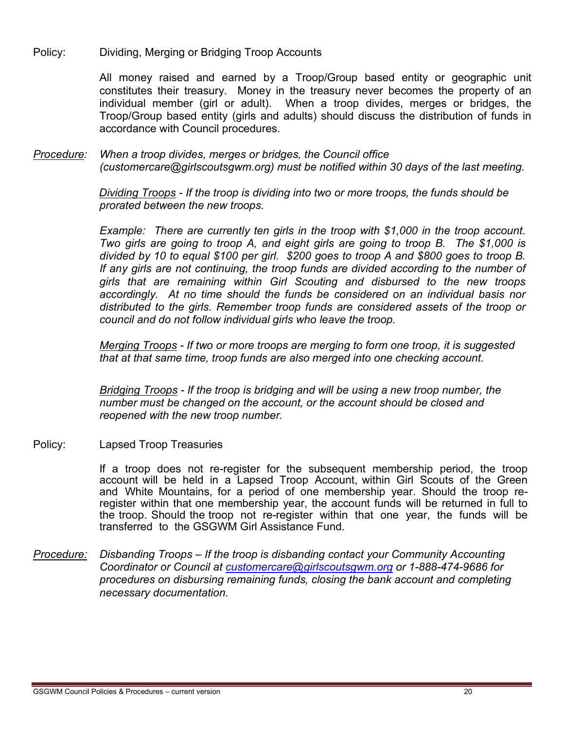Policy: Dividing, Merging or Bridging Troop Accounts

All money raised and earned by a Troop/Group based entity or geographic unit constitutes their treasury. Money in the treasury never becomes the property of an individual member (girl or adult). When a troop divides, merges or bridges, the Troop/Group based entity (girls and adults) should discuss the distribution of funds in accordance with Council procedures.

*Procedure:* *When a troop divides, merges or bridges, the Council office (customercare@girlscoutsgwm.org) must be notified within 30 days of the last meeting.*

*Dividing Troops - If the troop is dividing into two or more troops, the funds should be prorated between the new troops.*

*Example: There are currently ten girls in the troop with $1,000 in the troop account. Two girls are going to troop A, and eight girls are going to troop B. The $1,000 is divided by 10 to equal $100 per girl. $200 goes to troop A and $800 goes to troop B. If any girls are not continuing, the troop funds are divided according to the number of girls that are remaining within Girl Scouting and disbursed to the new troops accordingly. At no time should the funds be considered on an individual basis nor distributed to the girls. Remember troop funds are considered assets of the troop or council and do not follow individual girls who leave the troop.*

*Merging Troops - If two or more troops are merging to form one troop, it is suggested that at that same time, troop funds are also merged into one checking account.*

*Bridging Troops - If the troop is bridging and will be using a new troop number, the number must be changed on the account, or the account should be closed and reopened with the new troop number.*

Policy: Lapsed Troop Treasuries

If a troop does not re-register for the subsequent membership period, the troop account will be held in a Lapsed Troop Account, within Girl Scouts of the Green and White Mountains, for a period of one membership year. Should the troop re-register within that one membership year, the account funds will be returned in full to the troop. Should the troop not re-register within that one year, the funds will be transferred to the GSGWM Girl Assistance Fund.

*Procedure:* *Disbanding Troops – If the troop is disbanding contact your Community Accounting Coordinator or Council at customercare@girlscoutsgwm.org or 1-888-474-9686 for procedures on disbursing remaining funds, closing the bank account and completing necessary documentation.*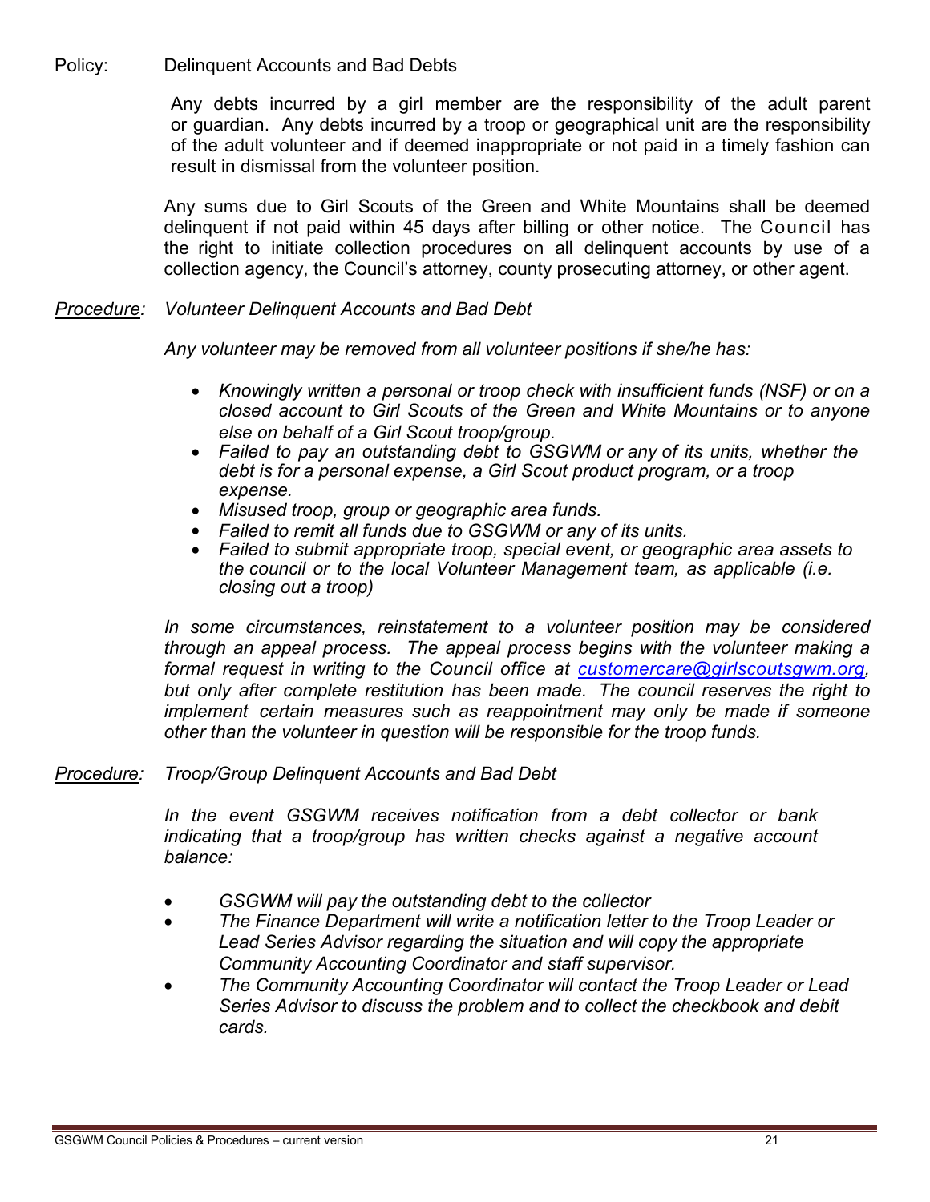Policy: Delinquent Accounts and Bad Debts

Any debts incurred by a girl member are the responsibility of the adult parent or guardian. Any debts incurred by a troop or geographical unit are the responsibility of the adult volunteer and if deemed inappropriate or not paid in a timely fashion can result in dismissal from the volunteer position.

Any sums due to Girl Scouts of the Green and White Mountains shall be deemed delinquent if not paid within 45 days after billing or other notice. The Council has the right to initiate collection procedures on all delinquent accounts by use of a collection agency, the Council's attorney, county prosecuting attorney, or other agent.

*__Procedure__: Volunteer Delinquent Accounts and Bad Debt*

*Any volunteer may be removed from all volunteer positions if she/he has:*

- *Knowingly written a personal or troop check with insufficient funds (NSF) or on a closed account to Girl Scouts of the Green and White Mountains or to anyone else on behalf of a Girl Scout troop/group.*
- *Failed to pay an outstanding debt to GSGWM or any of its units, whether the debt is for a personal expense, a Girl Scout product program, or a troop expense.*
- *Misused troop, group or geographic area funds.*
- *Failed to remit all funds due to GSGWM or any of its units.*
- *Failed to submit appropriate troop, special event, or geographic area assets to the council or to the local Volunteer Management team, as applicable (i.e. closing out a troop)*

*In some circumstances, reinstatement to a volunteer position may be considered through an appeal process. The appeal process begins with the volunteer making a formal request in writing to the Council office at customercare@girlscoutsgwm.org, but only after complete restitution has been made. The council reserves the right to implement certain measures such as reappointment may only be made if someone other than the volunteer in question will be responsible for the troop funds.*

*__Procedure__: Troop/Group Delinquent Accounts and Bad Debt*

*In the event GSGWM receives notification from a debt collector or bank indicating that a troop/group has written checks against a negative account balance:*

- *GSGWM will pay the outstanding debt to the collector*
- *The Finance Department will write a notification letter to the Troop Leader or Lead Series Advisor regarding the situation and will copy the appropriate Community Accounting Coordinator and staff supervisor.*
- *The Community Accounting Coordinator will contact the Troop Leader or Lead Series Advisor to discuss the problem and to collect the checkbook and debit cards.*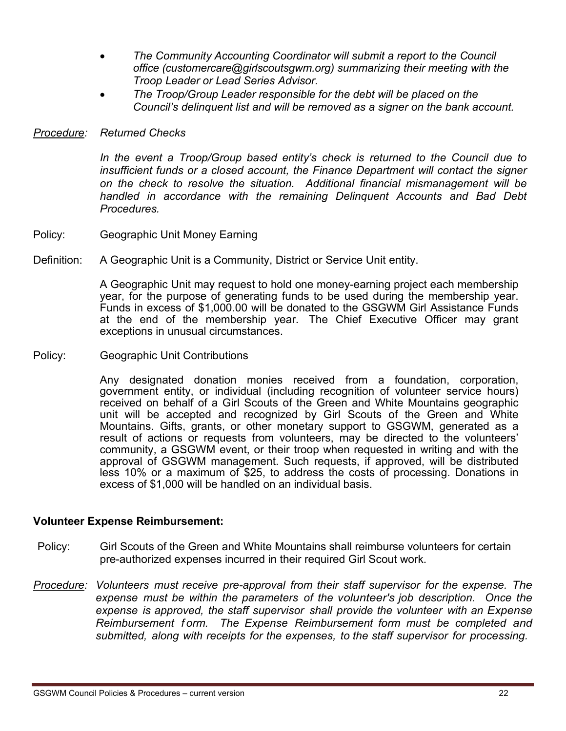- *The Community Accounting Coordinator will submit a report to the Council office (customercare@girlscoutsgwm.org) summarizing their meeting with the Troop Leader or Lead Series Advisor.*
- *The Troop/Group Leader responsible for the debt will be placed on the Council's delinquent list and will be removed as a signer on the bank account.*

*Procedure: Returned Checks*

*In the event a Troop/Group based entity's check is returned to the Council due to insufficient funds or a closed account, the Finance Department will contact the signer on the check to resolve the situation. Additional financial mismanagement will be handled in accordance with the remaining Delinquent Accounts and Bad Debt Procedures.*

Policy: Geographic Unit Money Earning

Definition: A Geographic Unit is a Community, District or Service Unit entity.

A Geographic Unit may request to hold one money-earning project each membership year, for the purpose of generating funds to be used during the membership year. Funds in excess of $1,000.00 will be donated to the GSGWM Girl Assistance Funds at the end of the membership year. The Chief Executive Officer may grant exceptions in unusual circumstances.

Policy: Geographic Unit Contributions

Any designated donation monies received from a foundation, corporation, government entity, or individual (including recognition of volunteer service hours) received on behalf of a Girl Scouts of the Green and White Mountains geographic unit will be accepted and recognized by Girl Scouts of the Green and White Mountains. Gifts, grants, or other monetary support to GSGWM, generated as a result of actions or requests from volunteers, may be directed to the volunteers' community, a GSGWM event, or their troop when requested in writing and with the approval of GSGWM management. Such requests, if approved, will be distributed less 10% or a maximum of $25, to address the costs of processing. Donations in excess of $1,000 will be handled on an individual basis.

**Volunteer Expense Reimbursement:**

Policy: Girl Scouts of the Green and White Mountains shall reimburse volunteers for certain pre-authorized expenses incurred in their required Girl Scout work.

*Procedure: Volunteers must receive pre-approval from their staff supervisor for the expense. The expense must be within the parameters of the volunteer's job description. Once the expense is approved, the staff supervisor shall provide the volunteer with an Expense Reimbursement form. The Expense Reimbursement form must be completed and submitted, along with receipts for the expenses, to the staff supervisor for processing.*